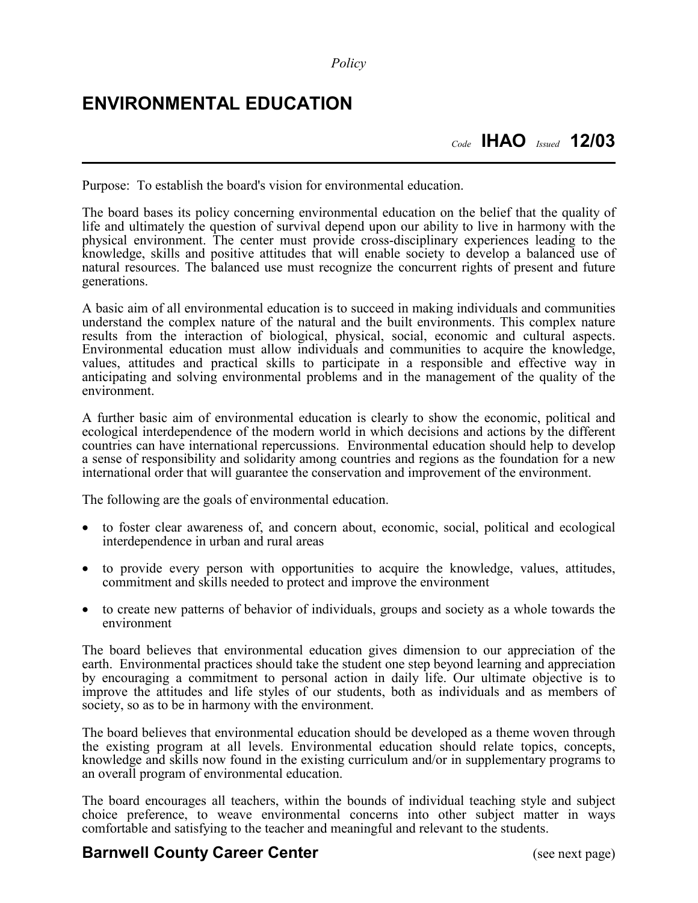*Policy*

# ENVIRONMENTAL EDUCATION

*Code* **IHAO** *Issued* **12/03**

Purpose: To establish the board's vision for environmental education.

The board bases its policy concerning environmental education on the belief that the quality of life and ultimately the question of survival depend upon our ability to live in harmony with the physical environment. The center must provide cross-disciplinary experiences leading to the knowledge, skills and positive attitudes that will enable society to develop a balanced use of natural resources. The balanced use must recognize the concurrent rights of present and future generations.

A basic aim of all environmental education is to succeed in making individuals and communities understand the complex nature of the natural and the built environments. This complex nature results from the interaction of biological, physical, social, economic and cultural aspects. Environmental education must allow individuals and communities to acquire the knowledge, values, attitudes and practical skills to participate in a responsible and effective way in anticipating and solving environmental problems and in the management of the quality of the environment.

A further basic aim of environmental education is clearly to show the economic, political and ecological interdependence of the modern world in which decisions and actions by the different countries can have international repercussions. Environmental education should help to develop a sense of responsibility and solidarity among countries and regions as the foundation for a new international order that will guarantee the conservation and improvement of the environment.

The following are the goals of environmental education.

- to foster clear awareness of, and concern about, economic, social, political and ecological interdependence in urban and rural areas
- to provide every person with opportunities to acquire the knowledge, values, attitudes, commitment and skills needed to protect and improve the environment
- to create new patterns of behavior of individuals, groups and society as a whole towards the environment

The board believes that environmental education gives dimension to our appreciation of the earth. Environmental practices should take the student one step beyond learning and appreciation by encouraging a commitment to personal action in daily life. Our ultimate objective is to improve the attitudes and life styles of our students, both as individuals and as members of society, so as to be in harmony with the environment.

The board believes that environmental education should be developed as a theme woven through the existing program at all levels. Environmental education should relate topics, concepts, knowledge and skills now found in the existing curriculum and/or in supplementary programs to an overall program of environmental education.

The board encourages all teachers, within the bounds of individual teaching style and subject choice preference, to weave environmental concerns into other subject matter in ways comfortable and satisfying to the teacher and meaningful and relevant to the students.

(see next page)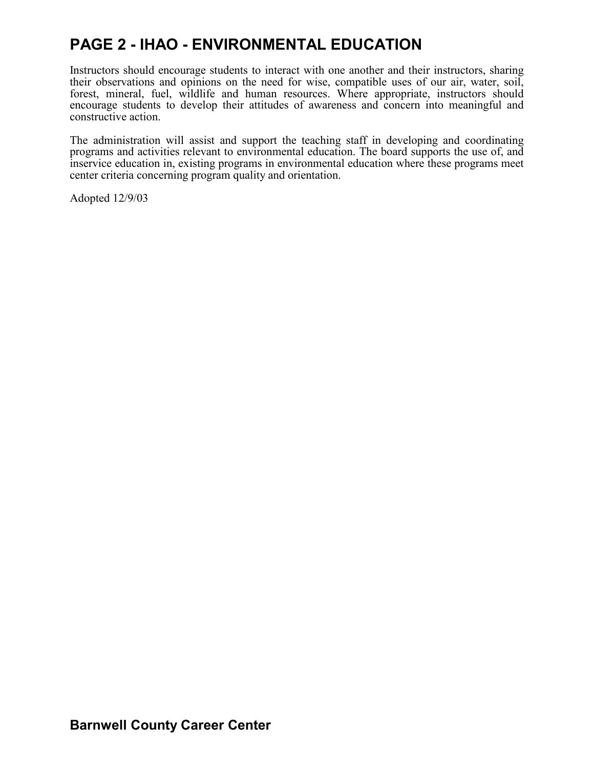# PAGE 2 - IHAO - ENVIRONMENTAL EDUCATION

Instructors should encourage students to interact with one another and their instructors, sharing their observations and opinions on the need for wise, compatible uses of our air, water, soil, forest, mineral, fuel, wildlife and human resources. Where appropriate, instructors should encourage students to develop their attitudes of awareness and concern into meaningful and constructive action.

The administration will assist and support the teaching staff in developing and coordinating programs and activities relevant to environmental education. The board supports the use of, and inservice education in, existing programs in environmental education where these programs meet center criteria concerning program quality and orientation.

Adopted 12/9/03